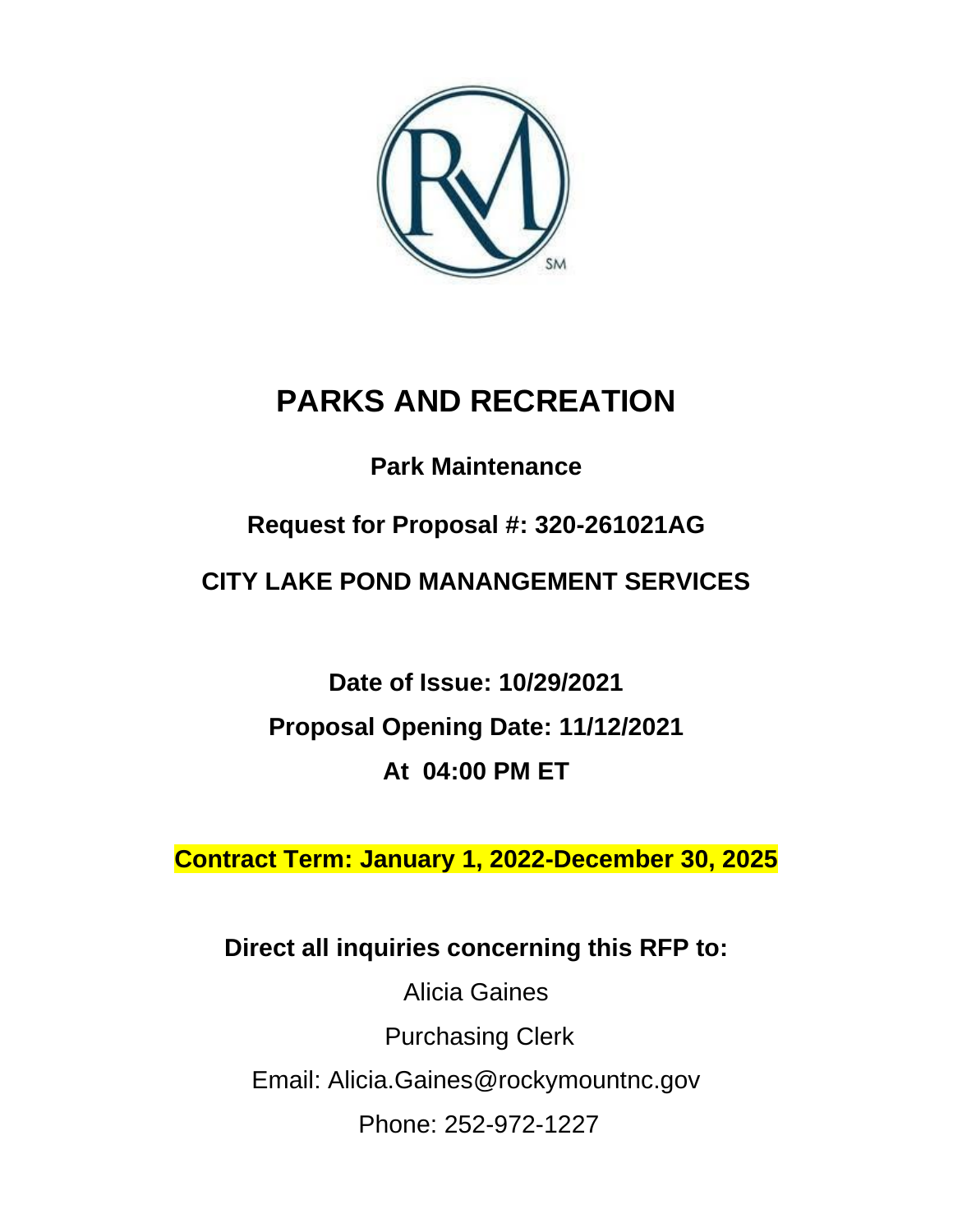# PARKS AND RECREATION

**Park Maintenance**

**Request for Proposal #: 320-261021AG**

**CITY LAKE POND MANANGEMENT SERVICES**

**Date of Issue: 10/29/2021**

**Proposal Opening Date: 11/12/2021**

**At 04:00 PM ET**

**Contract Term: January 1, 2022-December 30, 2025**

**Direct all inquiries concerning this RFP to:**

Alicia Gaines

Purchasing Clerk

Email: Alicia.Gaines@rockymountnc.gov

Phone: 252-972-1227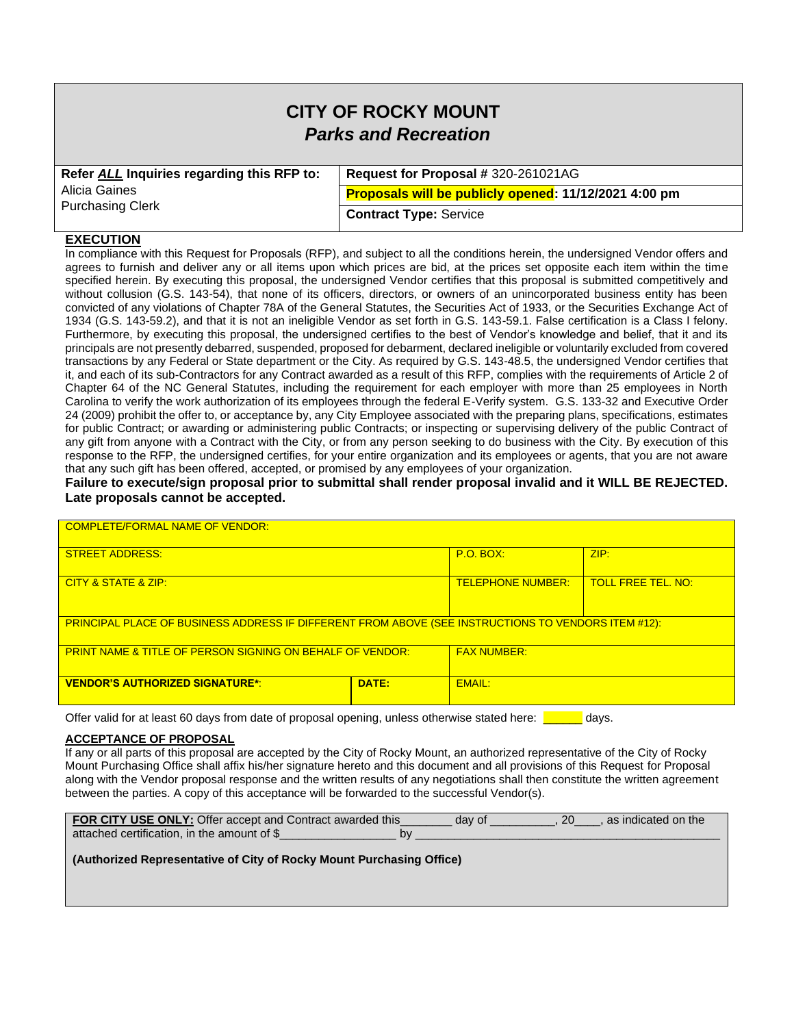# CITY OF ROCKY MOUNT
## *Parks and Recreation*

| Refer *ALL* Inquiries regarding this RFP to: | Request for Proposal # 320-261021AG |
|---|---|
| Alicia Gaines<br>Purchasing Clerk | **Proposals will be publicly opened: 11/12/2021 4:00 pm** |
| | **Contract Type:** Service |

**EXECUTION**

In compliance with this Request for Proposals (RFP), and subject to all the conditions herein, the undersigned Vendor offers and agrees to furnish and deliver any or all items upon which prices are bid, at the prices set opposite each item within the time specified herein. By executing this proposal, the undersigned Vendor certifies that this proposal is submitted competitively and without collusion (G.S. 143-54), that none of its officers, directors, or owners of an unincorporated business entity has been convicted of any violations of Chapter 78A of the General Statutes, the Securities Act of 1933, or the Securities Exchange Act of 1934 (G.S. 143-59.2), and that it is not an ineligible Vendor as set forth in G.S. 143-59.1. False certification is a Class I felony. Furthermore, by executing this proposal, the undersigned certifies to the best of Vendor's knowledge and belief, that it and its principals are not presently debarred, suspended, proposed for debarment, declared ineligible or voluntarily excluded from covered transactions by any Federal or State department or the City. As required by G.S. 143-48.5, the undersigned Vendor certifies that it, and each of its sub-Contractors for any Contract awarded as a result of this RFP, complies with the requirements of Article 2 of Chapter 64 of the NC General Statutes, including the requirement for each employer with more than 25 employees in North Carolina to verify the work authorization of its employees through the federal E-Verify system. G.S. 133-32 and Executive Order 24 (2009) prohibit the offer to, or acceptance by, any City Employee associated with the preparing plans, specifications, estimates for public Contract; or awarding or administering public Contracts; or inspecting or supervising delivery of the public Contract of any gift from anyone with a Contract with the City, or from any person seeking to do business with the City. By execution of this response to the RFP, the undersigned certifies, for your entire organization and its employees or agents, that you are not aware that any such gift has been offered, accepted, or promised by any employees of your organization.

**Failure to execute/sign proposal prior to submittal shall render proposal invalid and it WILL BE REJECTED. Late proposals cannot be accepted.**

| COMPLETE/FORMAL NAME OF VENDOR: | | | |
|---|---|---|---|
| STREET ADDRESS: | | P.O. BOX: | ZIP: |
| CITY & STATE & ZIP: | | TELEPHONE NUMBER: | TOLL FREE TEL. NO: |
| PRINCIPAL PLACE OF BUSINESS ADDRESS IF DIFFERENT FROM ABOVE (SEE INSTRUCTIONS TO VENDORS ITEM #12): | | | |
| PRINT NAME & TITLE OF PERSON SIGNING ON BEHALF OF VENDOR: | | FAX NUMBER: | |
| **VENDOR'S AUTHORIZED SIGNATURE***: | **DATE:** | EMAIL: | |

Offer valid for at least 60 days from date of proposal opening, unless otherwise stated here: ______ days.

**ACCEPTANCE OF PROPOSAL**

If any or all parts of this proposal are accepted by the City of Rocky Mount, an authorized representative of the City of Rocky Mount Purchasing Office shall affix his/her signature hereto and this document and all provisions of this Request for Proposal along with the Vendor proposal response and the written results of any negotiations shall then constitute the written agreement between the parties. A copy of this acceptance will be forwarded to the successful Vendor(s).

**FOR CITY USE ONLY:** Offer accept and Contract awarded this_______ day of _________, 20___, as indicated on the attached certification, in the amount of $_________________ by ____________________________________________

**(Authorized Representative of City of Rocky Mount Purchasing Office)**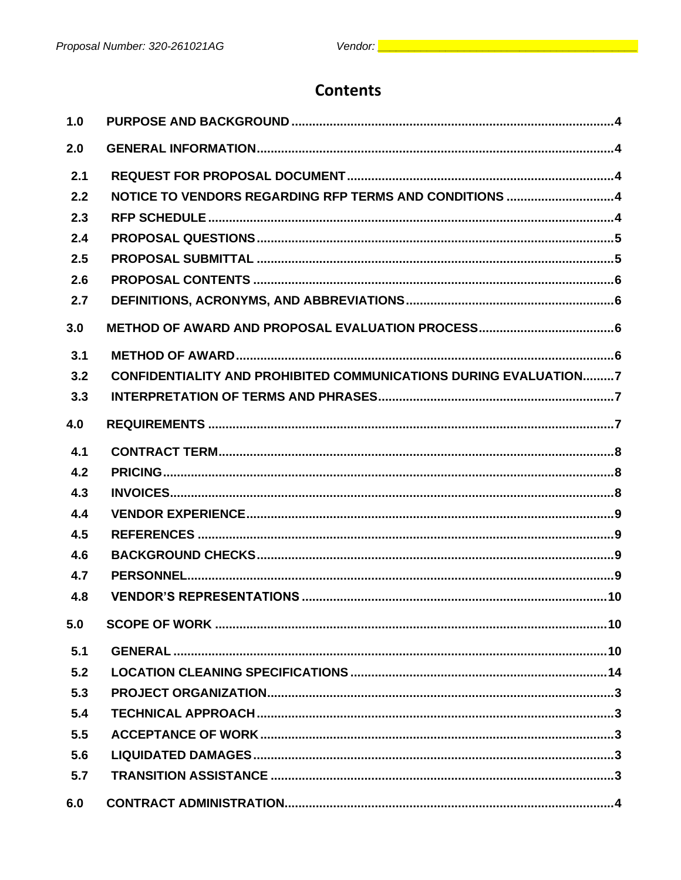Proposal Number: 320-261021AG Vendor: ______________________________

# Contents

| | | |
|---|---|---|
| 1.0 | PURPOSE AND BACKGROUND | 4 |
| 2.0 | GENERAL INFORMATION | 4 |
| 2.1 | REQUEST FOR PROPOSAL DOCUMENT | 4 |
| 2.2 | NOTICE TO VENDORS REGARDING RFP TERMS AND CONDITIONS | 4 |
| 2.3 | RFP SCHEDULE | 4 |
| 2.4 | PROPOSAL QUESTIONS | 5 |
| 2.5 | PROPOSAL SUBMITTAL | 5 |
| 2.6 | PROPOSAL CONTENTS | 6 |
| 2.7 | DEFINITIONS, ACRONYMS, AND ABBREVIATIONS | 6 |
| 3.0 | METHOD OF AWARD AND PROPOSAL EVALUATION PROCESS | 6 |
| 3.1 | METHOD OF AWARD | 6 |
| 3.2 | CONFIDENTIALITY AND PROHIBITED COMMUNICATIONS DURING EVALUATION | 7 |
| 3.3 | INTERPRETATION OF TERMS AND PHRASES | 7 |
| 4.0 | REQUIREMENTS | 7 |
| 4.1 | CONTRACT TERM | 8 |
| 4.2 | PRICING | 8 |
| 4.3 | INVOICES | 8 |
| 4.4 | VENDOR EXPERIENCE | 9 |
| 4.5 | REFERENCES | 9 |
| 4.6 | BACKGROUND CHECKS | 9 |
| 4.7 | PERSONNEL | 9 |
| 4.8 | VENDOR'S REPRESENTATIONS | 10 |
| 5.0 | SCOPE OF WORK | 10 |
| 5.1 | GENERAL | 10 |
| 5.2 | LOCATION CLEANING SPECIFICATIONS | 14 |
| 5.3 | PROJECT ORGANIZATION | 3 |
| 5.4 | TECHNICAL APPROACH | 3 |
| 5.5 | ACCEPTANCE OF WORK | 3 |
| 5.6 | LIQUIDATED DAMAGES | 3 |
| 5.7 | TRANSITION ASSISTANCE | 3 |
| 6.0 | CONTRACT ADMINISTRATION | 4 |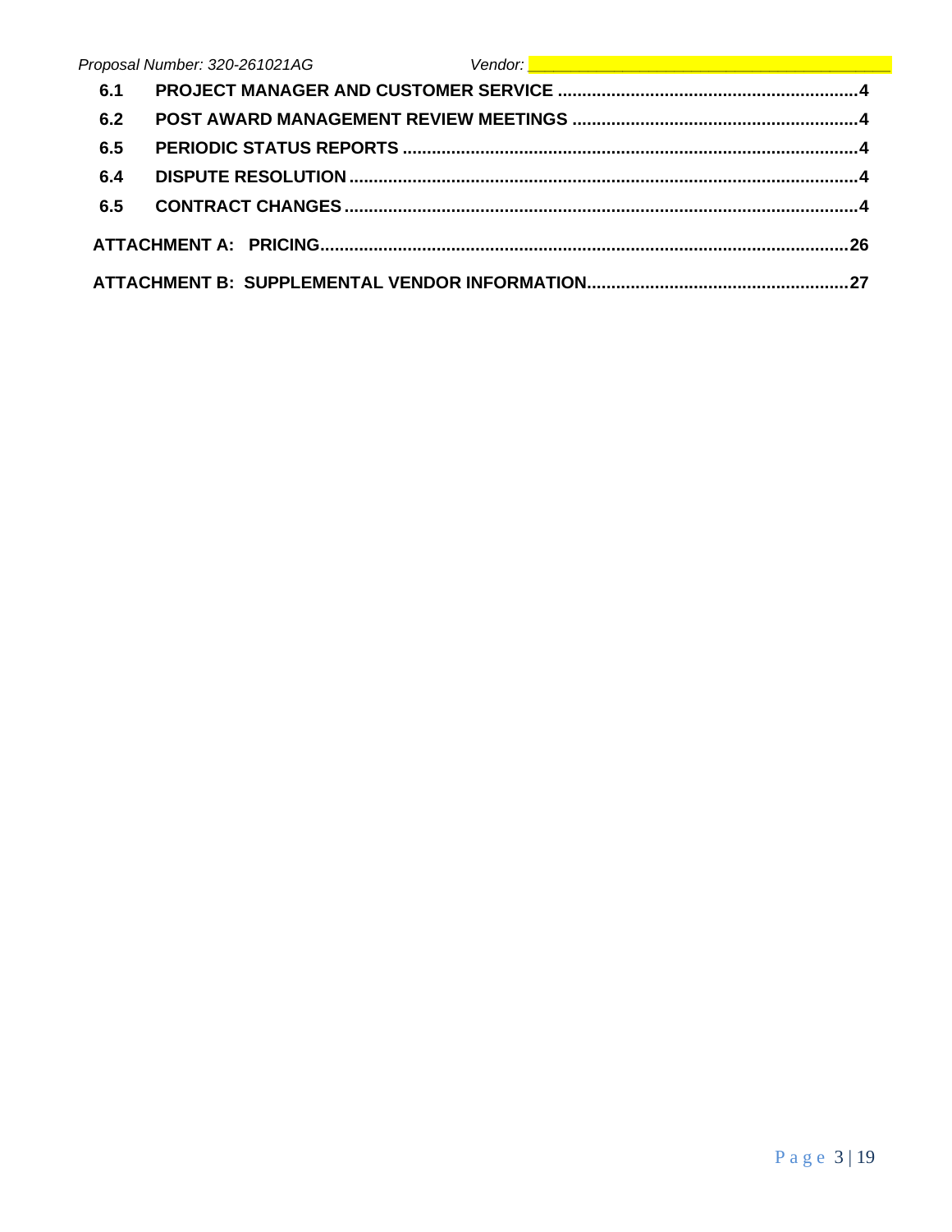| | | |
|---|---|---|
| **6.1** | **PROJECT MANAGER AND CUSTOMER SERVICE** | **4** |
| **6.2** | **POST AWARD MANAGEMENT REVIEW MEETINGS** | **4** |
| **6.5** | **PERIODIC STATUS REPORTS** | **4** |
| **6.4** | **DISPUTE RESOLUTION** | **4** |
| **6.5** | **CONTRACT CHANGES** | **4** |

**ATTACHMENT A: PRICING** .......... **26**

**ATTACHMENT B: SUPPLEMENTAL VENDOR INFORMATION** .......... **27**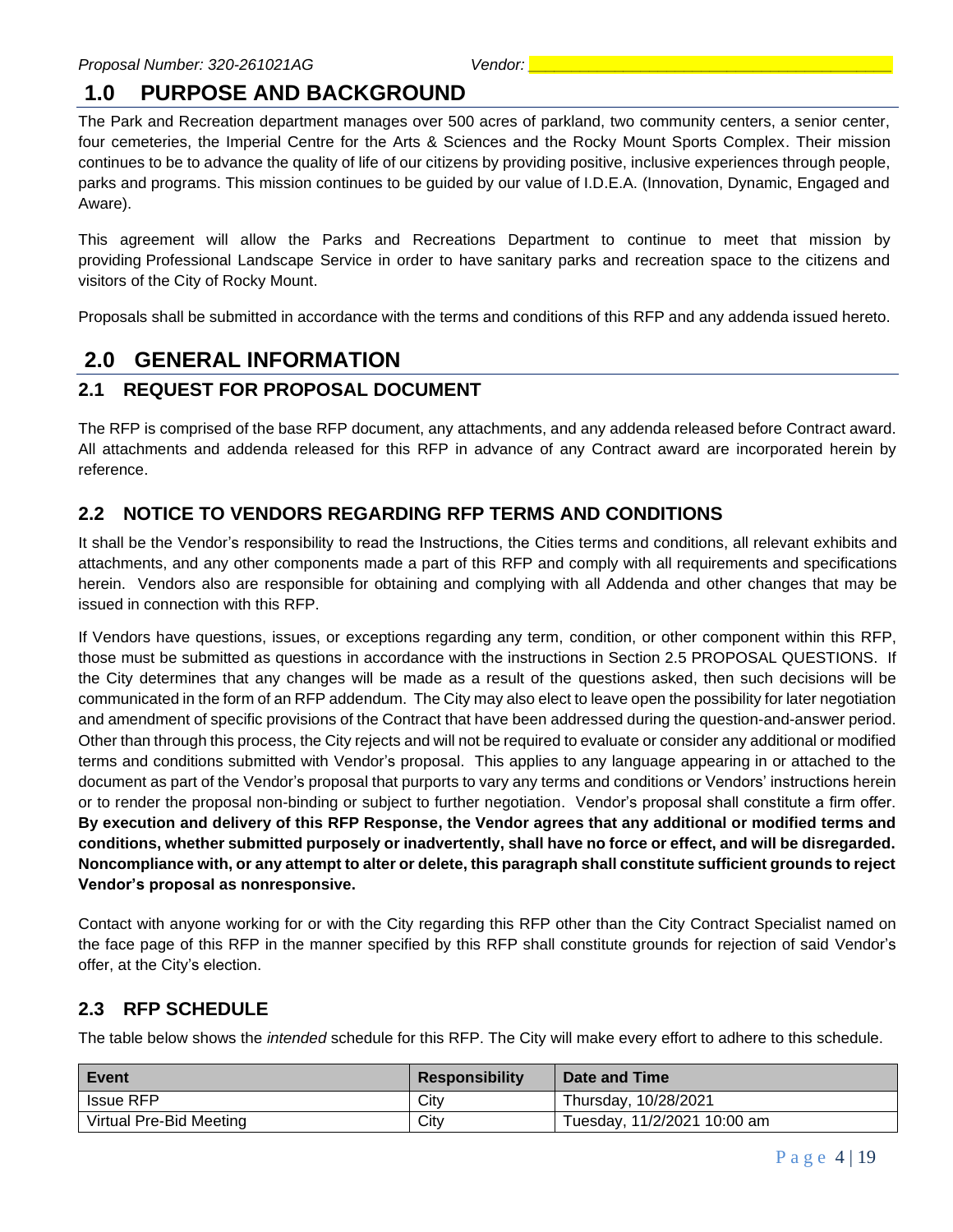## 1.0 PURPOSE AND BACKGROUND

The Park and Recreation department manages over 500 acres of parkland, two community centers, a senior center, four cemeteries, the Imperial Centre for the Arts & Sciences and the Rocky Mount Sports Complex. Their mission continues to be to advance the quality of life of our citizens by providing positive, inclusive experiences through people, parks and programs. This mission continues to be guided by our value of I.D.E.A. (Innovation, Dynamic, Engaged and Aware).

This agreement will allow the Parks and Recreations Department to continue to meet that mission by providing Professional Landscape Service in order to have sanitary parks and recreation space to the citizens and visitors of the City of Rocky Mount.

Proposals shall be submitted in accordance with the terms and conditions of this RFP and any addenda issued hereto.

## 2.0 GENERAL INFORMATION

### 2.1 REQUEST FOR PROPOSAL DOCUMENT

The RFP is comprised of the base RFP document, any attachments, and any addenda released before Contract award. All attachments and addenda released for this RFP in advance of any Contract award are incorporated herein by reference.

### 2.2 NOTICE TO VENDORS REGARDING RFP TERMS AND CONDITIONS

It shall be the Vendor's responsibility to read the Instructions, the Cities terms and conditions, all relevant exhibits and attachments, and any other components made a part of this RFP and comply with all requirements and specifications herein. Vendors also are responsible for obtaining and complying with all Addenda and other changes that may be issued in connection with this RFP.

If Vendors have questions, issues, or exceptions regarding any term, condition, or other component within this RFP, those must be submitted as questions in accordance with the instructions in Section 2.5 PROPOSAL QUESTIONS. If the City determines that any changes will be made as a result of the questions asked, then such decisions will be communicated in the form of an RFP addendum. The City may also elect to leave open the possibility for later negotiation and amendment of specific provisions of the Contract that have been addressed during the question-and-answer period. Other than through this process, the City rejects and will not be required to evaluate or consider any additional or modified terms and conditions submitted with Vendor's proposal. This applies to any language appearing in or attached to the document as part of the Vendor's proposal that purports to vary any terms and conditions or Vendors' instructions herein or to render the proposal non-binding or subject to further negotiation. Vendor's proposal shall constitute a firm offer. **By execution and delivery of this RFP Response, the Vendor agrees that any additional or modified terms and conditions, whether submitted purposely or inadvertently, shall have no force or effect, and will be disregarded. Noncompliance with, or any attempt to alter or delete, this paragraph shall constitute sufficient grounds to reject Vendor's proposal as nonresponsive.**

Contact with anyone working for or with the City regarding this RFP other than the City Contract Specialist named on the face page of this RFP in the manner specified by this RFP shall constitute grounds for rejection of said Vendor's offer, at the City's election.

### 2.3 RFP SCHEDULE

The table below shows the *intended* schedule for this RFP. The City will make every effort to adhere to this schedule.

| Event | Responsibility | Date and Time |
|---|---|---|
| Issue RFP | City | Thursday, 10/28/2021 |
| Virtual Pre-Bid Meeting | City | Tuesday, 11/2/2021 10:00 am |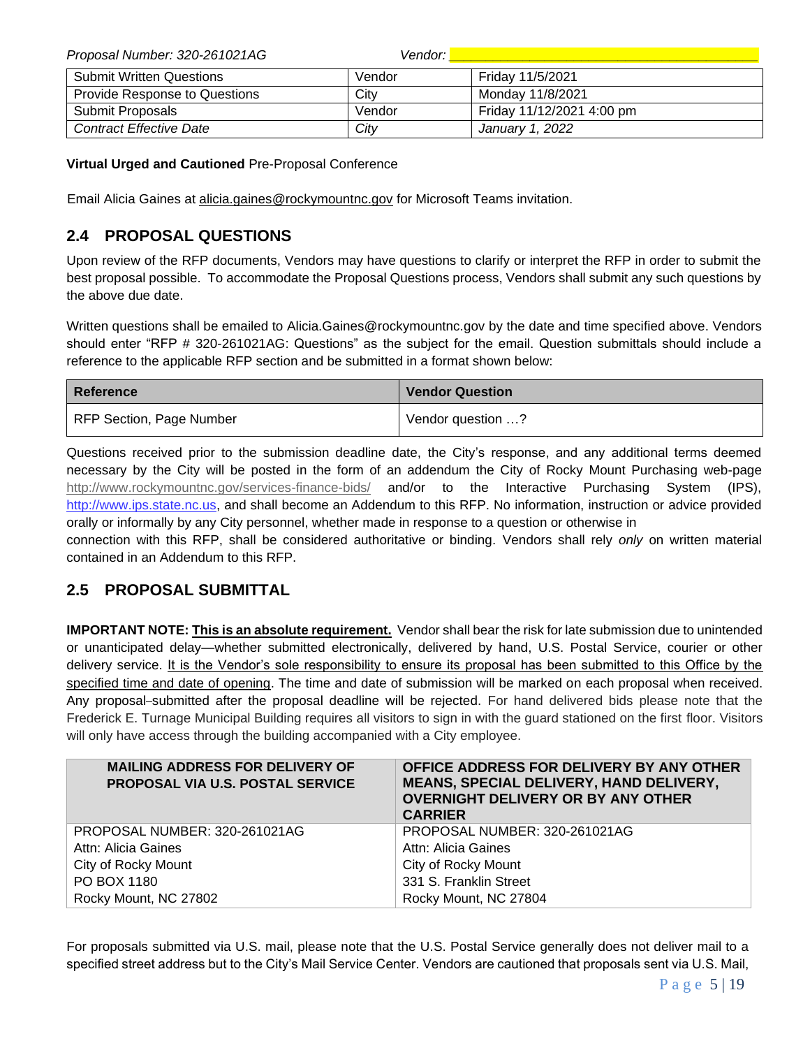| Submit Written Questions | Vendor | Friday 11/5/2021 |
|---|---|---|
| Provide Response to Questions | City | Monday 11/8/2021 |
| Submit Proposals | Vendor | Friday 11/12/2021 4:00 pm |
| *Contract Effective Date* | *City* | *January 1, 2022* |

**Virtual Urged and Cautioned** Pre-Proposal Conference

Email Alicia Gaines at alicia.gaines@rockymountnc.gov for Microsoft Teams invitation.

## 2.4 PROPOSAL QUESTIONS

Upon review of the RFP documents, Vendors may have questions to clarify or interpret the RFP in order to submit the best proposal possible. To accommodate the Proposal Questions process, Vendors shall submit any such questions by the above due date.

Written questions shall be emailed to Alicia.Gaines@rockymountnc.gov by the date and time specified above. Vendors should enter "RFP # 320-261021AG: Questions" as the subject for the email. Question submittals should include a reference to the applicable RFP section and be submitted in a format shown below:

| Reference | Vendor Question |
|---|---|
| RFP Section, Page Number | Vendor question …? |

Questions received prior to the submission deadline date, the City's response, and any additional terms deemed necessary by the City will be posted in the form of an addendum the City of Rocky Mount Purchasing web-page http://www.rockymountnc.gov/services-finance-bids/ and/or to the Interactive Purchasing System (IPS), http://www.ips.state.nc.us, and shall become an Addendum to this RFP. No information, instruction or advice provided orally or informally by any City personnel, whether made in response to a question or otherwise in connection with this RFP, shall be considered authoritative or binding. Vendors shall rely *only* on written material contained in an Addendum to this RFP.

## 2.5 PROPOSAL SUBMITTAL

**IMPORTANT NOTE: This is an absolute requirement.** Vendor shall bear the risk for late submission due to unintended or unanticipated delay—whether submitted electronically, delivered by hand, U.S. Postal Service, courier or other delivery service. It is the Vendor's sole responsibility to ensure its proposal has been submitted to this Office by the specified time and date of opening. The time and date of submission will be marked on each proposal when received. Any proposal–submitted after the proposal deadline will be rejected. For hand delivered bids please note that the Frederick E. Turnage Municipal Building requires all visitors to sign in with the guard stationed on the first floor. Visitors will only have access through the building accompanied with a City employee.

| MAILING ADDRESS FOR DELIVERY OF PROPOSAL VIA U.S. POSTAL SERVICE | OFFICE ADDRESS FOR DELIVERY BY ANY OTHER MEANS, SPECIAL DELIVERY, HAND DELIVERY, OVERNIGHT DELIVERY OR BY ANY OTHER CARRIER |
|---|---|
| PROPOSAL NUMBER: 320-261021AG<br>Attn: Alicia Gaines<br>City of Rocky Mount<br>PO BOX 1180<br>Rocky Mount, NC 27802 | PROPOSAL NUMBER: 320-261021AG<br>Attn: Alicia Gaines<br>City of Rocky Mount<br>331 S. Franklin Street<br>Rocky Mount, NC 27804 |

For proposals submitted via U.S. mail, please note that the U.S. Postal Service generally does not deliver mail to a specified street address but to the City's Mail Service Center. Vendors are cautioned that proposals sent via U.S. Mail,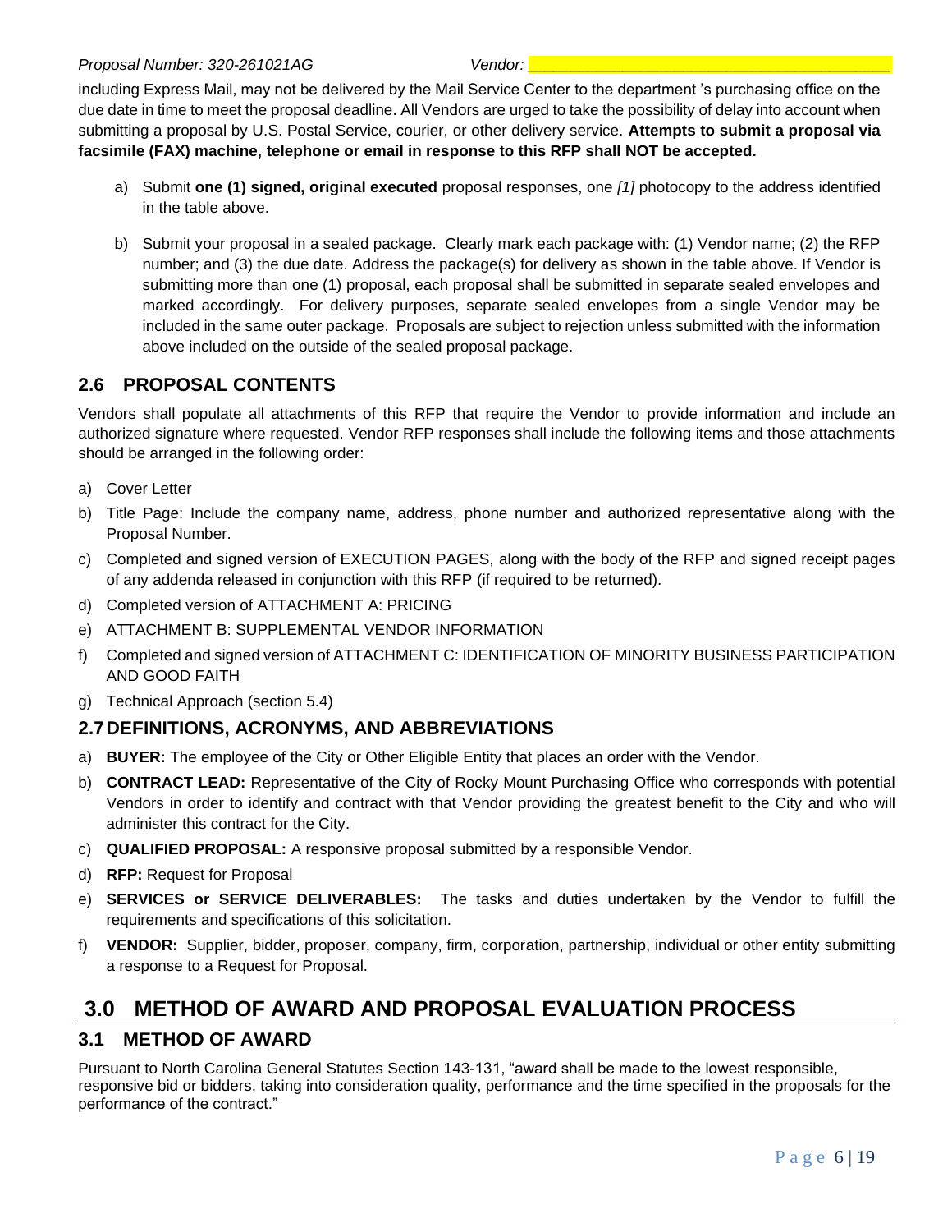including Express Mail, may not be delivered by the Mail Service Center to the department 's purchasing office on the due date in time to meet the proposal deadline. All Vendors are urged to take the possibility of delay into account when submitting a proposal by U.S. Postal Service, courier, or other delivery service. **Attempts to submit a proposal via facsimile (FAX) machine, telephone or email in response to this RFP shall NOT be accepted.**

a) Submit **one (1) signed, original executed** proposal responses, one *[1]* photocopy to the address identified in the table above.

b) Submit your proposal in a sealed package. Clearly mark each package with: (1) Vendor name; (2) the RFP number; and (3) the due date. Address the package(s) for delivery as shown in the table above. If Vendor is submitting more than one (1) proposal, each proposal shall be submitted in separate sealed envelopes and marked accordingly. For delivery purposes, separate sealed envelopes from a single Vendor may be included in the same outer package. Proposals are subject to rejection unless submitted with the information above included on the outside of the sealed proposal package.

### 2.6 PROPOSAL CONTENTS

Vendors shall populate all attachments of this RFP that require the Vendor to provide information and include an authorized signature where requested. Vendor RFP responses shall include the following items and those attachments should be arranged in the following order:

a) Cover Letter
b) Title Page: Include the company name, address, phone number and authorized representative along with the Proposal Number.
c) Completed and signed version of EXECUTION PAGES, along with the body of the RFP and signed receipt pages of any addenda released in conjunction with this RFP (if required to be returned).
d) Completed version of ATTACHMENT A: PRICING
e) ATTACHMENT B: SUPPLEMENTAL VENDOR INFORMATION
f) Completed and signed version of ATTACHMENT C: IDENTIFICATION OF MINORITY BUSINESS PARTICIPATION AND GOOD FAITH
g) Technical Approach (section 5.4)

### 2.7 DEFINITIONS, ACRONYMS, AND ABBREVIATIONS

a) **BUYER:** The employee of the City or Other Eligible Entity that places an order with the Vendor.
b) **CONTRACT LEAD:** Representative of the City of Rocky Mount Purchasing Office who corresponds with potential Vendors in order to identify and contract with that Vendor providing the greatest benefit to the City and who will administer this contract for the City.
c) **QUALIFIED PROPOSAL:** A responsive proposal submitted by a responsible Vendor.
d) **RFP:** Request for Proposal
e) **SERVICES or SERVICE DELIVERABLES:** The tasks and duties undertaken by the Vendor to fulfill the requirements and specifications of this solicitation.
f) **VENDOR:** Supplier, bidder, proposer, company, firm, corporation, partnership, individual or other entity submitting a response to a Request for Proposal.

## 3.0 METHOD OF AWARD AND PROPOSAL EVALUATION PROCESS

### 3.1 METHOD OF AWARD

Pursuant to North Carolina General Statutes Section 143-131, "award shall be made to the lowest responsible, responsive bid or bidders, taking into consideration quality, performance and the time specified in the proposals for the performance of the contract."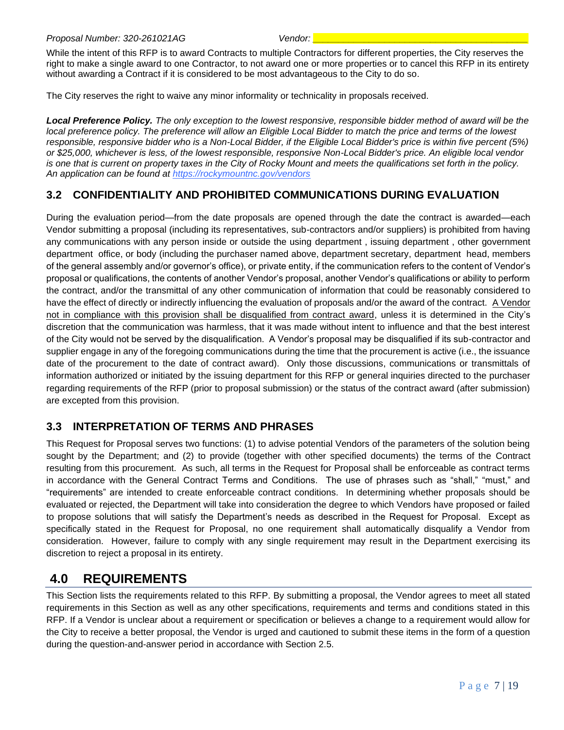While the intent of this RFP is to award Contracts to multiple Contractors for different properties, the City reserves the right to make a single award to one Contractor, to not award one or more properties or to cancel this RFP in its entirety without awarding a Contract if it is considered to be most advantageous to the City to do so.

The City reserves the right to waive any minor informality or technicality in proposals received.

***Local Preference Policy.*** *The only exception to the lowest responsive, responsible bidder method of award will be the local preference policy. The preference will allow an Eligible Local Bidder to match the price and terms of the lowest responsible, responsive bidder who is a Non-Local Bidder, if the Eligible Local Bidder's price is within five percent (5%) or $25,000, whichever is less, of the lowest responsible, responsive Non-Local Bidder's price. An eligible local vendor is one that is current on property taxes in the City of Rocky Mount and meets the qualifications set forth in the policy. An application can be found at [https://rockymountnc.gov/vendors](https://rockymountnc.gov/vendors)*

### 3.2 CONFIDENTIALITY AND PROHIBITED COMMUNICATIONS DURING EVALUATION

During the evaluation period—from the date proposals are opened through the date the contract is awarded—each Vendor submitting a proposal (including its representatives, sub-contractors and/or suppliers) is prohibited from having any communications with any person inside or outside the using department , issuing department , other government department office, or body (including the purchaser named above, department secretary, department head, members of the general assembly and/or governor's office), or private entity, if the communication refers to the content of Vendor's proposal or qualifications, the contents of another Vendor's proposal, another Vendor's qualifications or ability to perform the contract, and/or the transmittal of any other communication of information that could be reasonably considered to have the effect of directly or indirectly influencing the evaluation of proposals and/or the award of the contract. <u>A Vendor not in compliance with this provision shall be disqualified from contract award</u>, unless it is determined in the City's discretion that the communication was harmless, that it was made without intent to influence and that the best interest of the City would not be served by the disqualification. A Vendor's proposal may be disqualified if its sub-contractor and supplier engage in any of the foregoing communications during the time that the procurement is active (i.e., the issuance date of the procurement to the date of contract award). Only those discussions, communications or transmittals of information authorized or initiated by the issuing department for this RFP or general inquiries directed to the purchaser regarding requirements of the RFP (prior to proposal submission) or the status of the contract award (after submission) are excepted from this provision.

### 3.3 INTERPRETATION OF TERMS AND PHRASES

This Request for Proposal serves two functions: (1) to advise potential Vendors of the parameters of the solution being sought by the Department; and (2) to provide (together with other specified documents) the terms of the Contract resulting from this procurement. As such, all terms in the Request for Proposal shall be enforceable as contract terms in accordance with the General Contract Terms and Conditions. The use of phrases such as "shall," "must," and "requirements" are intended to create enforceable contract conditions. In determining whether proposals should be evaluated or rejected, the Department will take into consideration the degree to which Vendors have proposed or failed to propose solutions that will satisfy the Department's needs as described in the Request for Proposal. Except as specifically stated in the Request for Proposal, no one requirement shall automatically disqualify a Vendor from consideration. However, failure to comply with any single requirement may result in the Department exercising its discretion to reject a proposal in its entirety.

## 4.0 REQUIREMENTS

This Section lists the requirements related to this RFP. By submitting a proposal, the Vendor agrees to meet all stated requirements in this Section as well as any other specifications, requirements and terms and conditions stated in this RFP. If a Vendor is unclear about a requirement or specification or believes a change to a requirement would allow for the City to receive a better proposal, the Vendor is urged and cautioned to submit these items in the form of a question during the question-and-answer period in accordance with Section 2.5.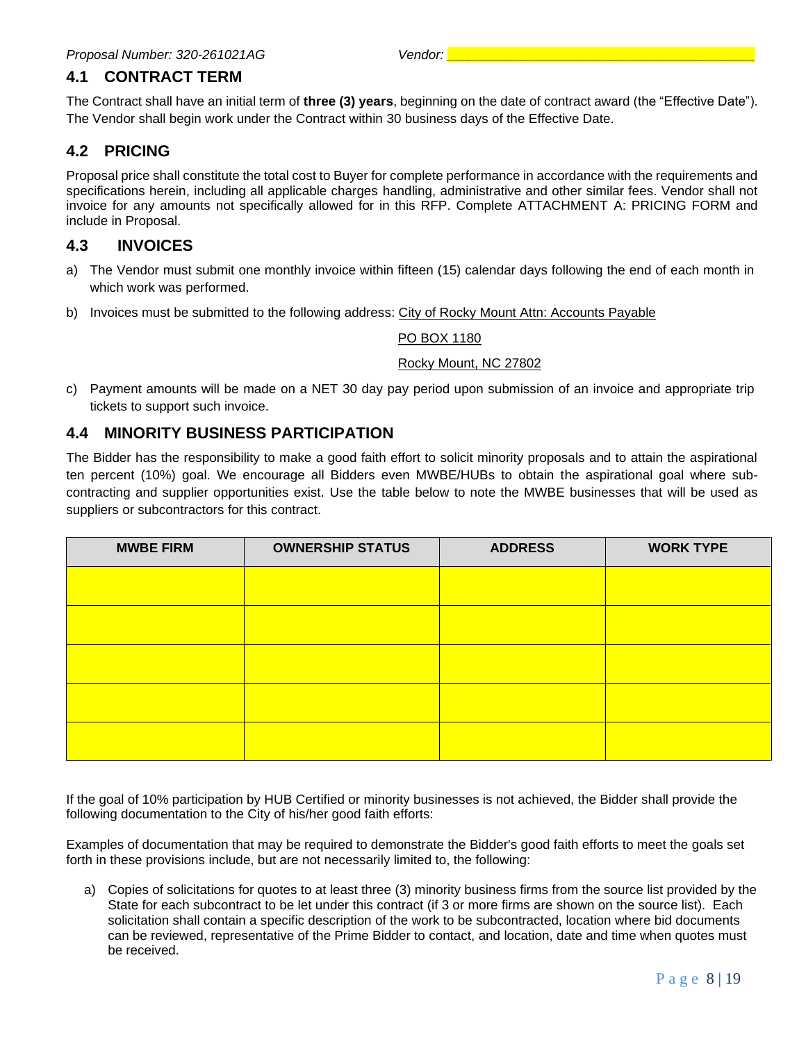## 4.1 CONTRACT TERM

The Contract shall have an initial term of **three (3) years**, beginning on the date of contract award (the "Effective Date"). The Vendor shall begin work under the Contract within 30 business days of the Effective Date.

## 4.2 PRICING

Proposal price shall constitute the total cost to Buyer for complete performance in accordance with the requirements and specifications herein, including all applicable charges handling, administrative and other similar fees. Vendor shall not invoice for any amounts not specifically allowed for in this RFP. Complete ATTACHMENT A: PRICING FORM and include in Proposal.

## 4.3 INVOICES

a) The Vendor must submit one monthly invoice within fifteen (15) calendar days following the end of each month in which work was performed.

b) Invoices must be submitted to the following address: City of Rocky Mount Attn: Accounts Payable

PO BOX 1180

Rocky Mount, NC 27802

c) Payment amounts will be made on a NET 30 day pay period upon submission of an invoice and appropriate trip tickets to support such invoice.

## 4.4 MINORITY BUSINESS PARTICIPATION

The Bidder has the responsibility to make a good faith effort to solicit minority proposals and to attain the aspirational ten percent (10%) goal. We encourage all Bidders even MWBE/HUBs to obtain the aspirational goal where sub-contracting and supplier opportunities exist. Use the table below to note the MWBE businesses that will be used as suppliers or subcontractors for this contract.

| MWBE FIRM | OWNERSHIP STATUS | ADDRESS | WORK TYPE |
|---|---|---|---|
| | | | |
| | | | |
| | | | |
| | | | |
| | | | |

If the goal of 10% participation by HUB Certified or minority businesses is not achieved, the Bidder shall provide the following documentation to the City of his/her good faith efforts:

Examples of documentation that may be required to demonstrate the Bidder's good faith efforts to meet the goals set forth in these provisions include, but are not necessarily limited to, the following:

a) Copies of solicitations for quotes to at least three (3) minority business firms from the source list provided by the State for each subcontract to be let under this contract (if 3 or more firms are shown on the source list). Each solicitation shall contain a specific description of the work to be subcontracted, location where bid documents can be reviewed, representative of the Prime Bidder to contact, and location, date and time when quotes must be received.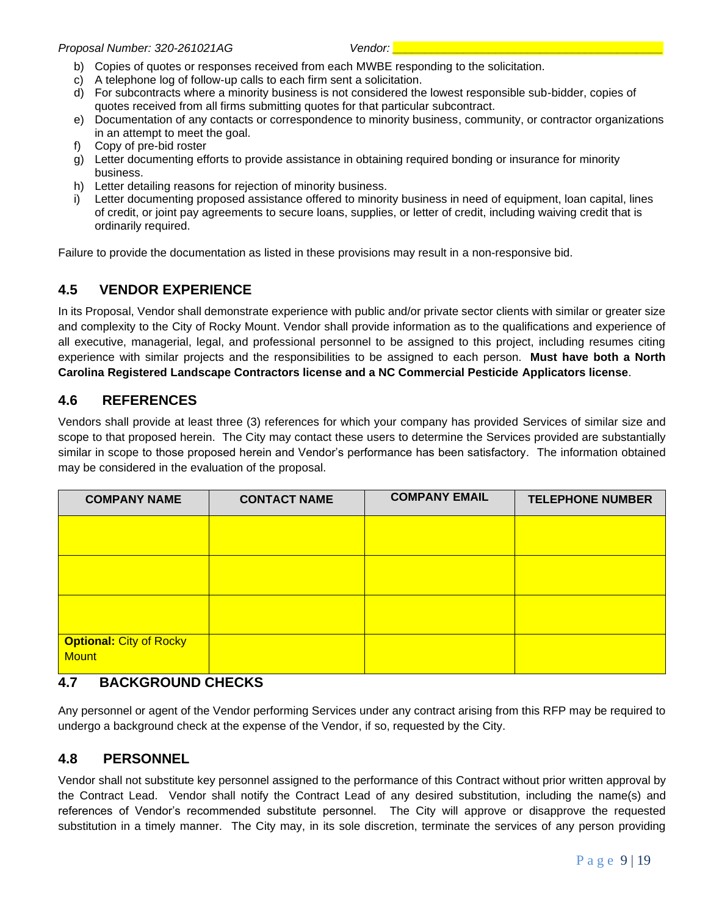b) Copies of quotes or responses received from each MWBE responding to the solicitation.
c) A telephone log of follow-up calls to each firm sent a solicitation.
d) For subcontracts where a minority business is not considered the lowest responsible sub-bidder, copies of quotes received from all firms submitting quotes for that particular subcontract.
e) Documentation of any contacts or correspondence to minority business, community, or contractor organizations in an attempt to meet the goal.
f) Copy of pre-bid roster
g) Letter documenting efforts to provide assistance in obtaining required bonding or insurance for minority business.
h) Letter detailing reasons for rejection of minority business.
i) Letter documenting proposed assistance offered to minority business in need of equipment, loan capital, lines of credit, or joint pay agreements to secure loans, supplies, or letter of credit, including waiving credit that is ordinarily required.

Failure to provide the documentation as listed in these provisions may result in a non-responsive bid.

## 4.5 VENDOR EXPERIENCE

In its Proposal, Vendor shall demonstrate experience with public and/or private sector clients with similar or greater size and complexity to the City of Rocky Mount. Vendor shall provide information as to the qualifications and experience of all executive, managerial, legal, and professional personnel to be assigned to this project, including resumes citing experience with similar projects and the responsibilities to be assigned to each person. **Must have both a North Carolina Registered Landscape Contractors license and a NC Commercial Pesticide Applicators license**.

## 4.6 REFERENCES

Vendors shall provide at least three (3) references for which your company has provided Services of similar size and scope to that proposed herein. The City may contact these users to determine the Services provided are substantially similar in scope to those proposed herein and Vendor's performance has been satisfactory. The information obtained may be considered in the evaluation of the proposal.

| COMPANY NAME | CONTACT NAME | COMPANY EMAIL | TELEPHONE NUMBER |
|---|---|---|---|
| | | | |
| | | | |
| | | | |
| **Optional:** City of Rocky Mount | | | |

## 4.7 BACKGROUND CHECKS

Any personnel or agent of the Vendor performing Services under any contract arising from this RFP may be required to undergo a background check at the expense of the Vendor, if so, requested by the City.

## 4.8 PERSONNEL

Vendor shall not substitute key personnel assigned to the performance of this Contract without prior written approval by the Contract Lead. Vendor shall notify the Contract Lead of any desired substitution, including the name(s) and references of Vendor's recommended substitute personnel. The City will approve or disapprove the requested substitution in a timely manner. The City may, in its sole discretion, terminate the services of any person providing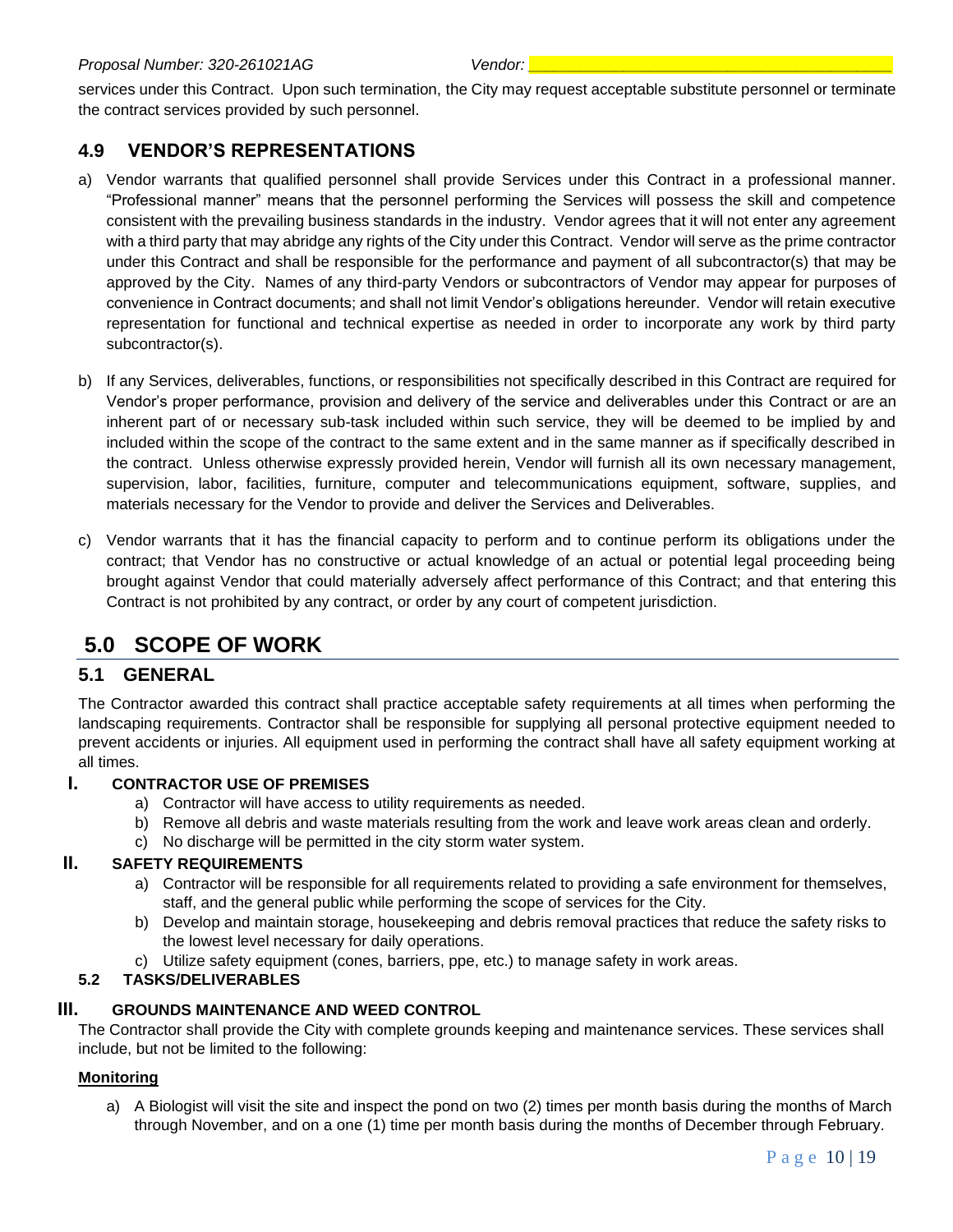services under this Contract. Upon such termination, the City may request acceptable substitute personnel or terminate the contract services provided by such personnel.

### 4.9 VENDOR'S REPRESENTATIONS

a) Vendor warrants that qualified personnel shall provide Services under this Contract in a professional manner. "Professional manner" means that the personnel performing the Services will possess the skill and competence consistent with the prevailing business standards in the industry. Vendor agrees that it will not enter any agreement with a third party that may abridge any rights of the City under this Contract. Vendor will serve as the prime contractor under this Contract and shall be responsible for the performance and payment of all subcontractor(s) that may be approved by the City. Names of any third-party Vendors or subcontractors of Vendor may appear for purposes of convenience in Contract documents; and shall not limit Vendor's obligations hereunder. Vendor will retain executive representation for functional and technical expertise as needed in order to incorporate any work by third party subcontractor(s).

b) If any Services, deliverables, functions, or responsibilities not specifically described in this Contract are required for Vendor's proper performance, provision and delivery of the service and deliverables under this Contract or are an inherent part of or necessary sub-task included within such service, they will be deemed to be implied by and included within the scope of the contract to the same extent and in the same manner as if specifically described in the contract. Unless otherwise expressly provided herein, Vendor will furnish all its own necessary management, supervision, labor, facilities, furniture, computer and telecommunications equipment, software, supplies, and materials necessary for the Vendor to provide and deliver the Services and Deliverables.

c) Vendor warrants that it has the financial capacity to perform and to continue perform its obligations under the contract; that Vendor has no constructive or actual knowledge of an actual or potential legal proceeding being brought against Vendor that could materially adversely affect performance of this Contract; and that entering this Contract is not prohibited by any contract, or order by any court of competent jurisdiction.

## 5.0 SCOPE OF WORK

### 5.1 GENERAL

The Contractor awarded this contract shall practice acceptable safety requirements at all times when performing the landscaping requirements. Contractor shall be responsible for supplying all personal protective equipment needed to prevent accidents or injuries. All equipment used in performing the contract shall have all safety equipment working at all times.

#### I. CONTRACTOR USE OF PREMISES

a) Contractor will have access to utility requirements as needed.
b) Remove all debris and waste materials resulting from the work and leave work areas clean and orderly.
c) No discharge will be permitted in the city storm water system.

#### II. SAFETY REQUIREMENTS

a) Contractor will be responsible for all requirements related to providing a safe environment for themselves, staff, and the general public while performing the scope of services for the City.
b) Develop and maintain storage, housekeeping and debris removal practices that reduce the safety risks to the lowest level necessary for daily operations.
c) Utilize safety equipment (cones, barriers, ppe, etc.) to manage safety in work areas.

### 5.2 TASKS/DELIVERABLES

#### III. GROUNDS MAINTENANCE AND WEED CONTROL

The Contractor shall provide the City with complete grounds keeping and maintenance services. These services shall include, but not be limited to the following:

**Monitoring**

a) A Biologist will visit the site and inspect the pond on two (2) times per month basis during the months of March through November, and on a one (1) time per month basis during the months of December through February.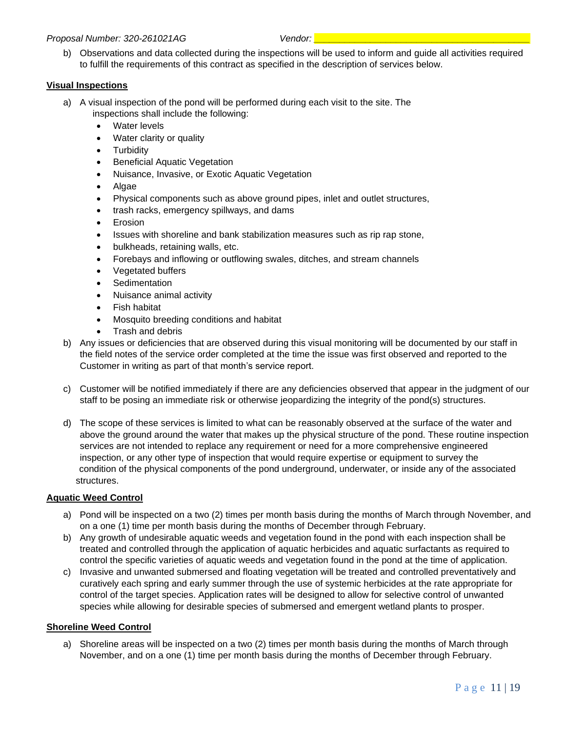b) Observations and data collected during the inspections will be used to inform and guide all activities required to fulfill the requirements of this contract as specified in the description of services below.

**Visual Inspections**

a) A visual inspection of the pond will be performed during each visit to the site. The inspections shall include the following:
   - Water levels
   - Water clarity or quality
   - Turbidity
   - Beneficial Aquatic Vegetation
   - Nuisance, Invasive, or Exotic Aquatic Vegetation
   - Algae
   - Physical components such as above ground pipes, inlet and outlet structures,
   - trash racks, emergency spillways, and dams
   - Erosion
   - Issues with shoreline and bank stabilization measures such as rip rap stone,
   - bulkheads, retaining walls, etc.
   - Forebays and inflowing or outflowing swales, ditches, and stream channels
   - Vegetated buffers
   - Sedimentation
   - Nuisance animal activity
   - Fish habitat
   - Mosquito breeding conditions and habitat
   - Trash and debris

b) Any issues or deficiencies that are observed during this visual monitoring will be documented by our staff in the field notes of the service order completed at the time the issue was first observed and reported to the Customer in writing as part of that month's service report.

c) Customer will be notified immediately if there are any deficiencies observed that appear in the judgment of our staff to be posing an immediate risk or otherwise jeopardizing the integrity of the pond(s) structures.

d) The scope of these services is limited to what can be reasonably observed at the surface of the water and above the ground around the water that makes up the physical structure of the pond. These routine inspection services are not intended to replace any requirement or need for a more comprehensive engineered inspection, or any other type of inspection that would require expertise or equipment to survey the condition of the physical components of the pond underground, underwater, or inside any of the associated structures.

**Aquatic Weed Control**

a) Pond will be inspected on a two (2) times per month basis during the months of March through November, and on a one (1) time per month basis during the months of December through February.

b) Any growth of undesirable aquatic weeds and vegetation found in the pond with each inspection shall be treated and controlled through the application of aquatic herbicides and aquatic surfactants as required to control the specific varieties of aquatic weeds and vegetation found in the pond at the time of application.

c) Invasive and unwanted submersed and floating vegetation will be treated and controlled preventatively and curatively each spring and early summer through the use of systemic herbicides at the rate appropriate for control of the target species. Application rates will be designed to allow for selective control of unwanted species while allowing for desirable species of submersed and emergent wetland plants to prosper.

**Shoreline Weed Control**

a) Shoreline areas will be inspected on a two (2) times per month basis during the months of March through November, and on a one (1) time per month basis during the months of December through February.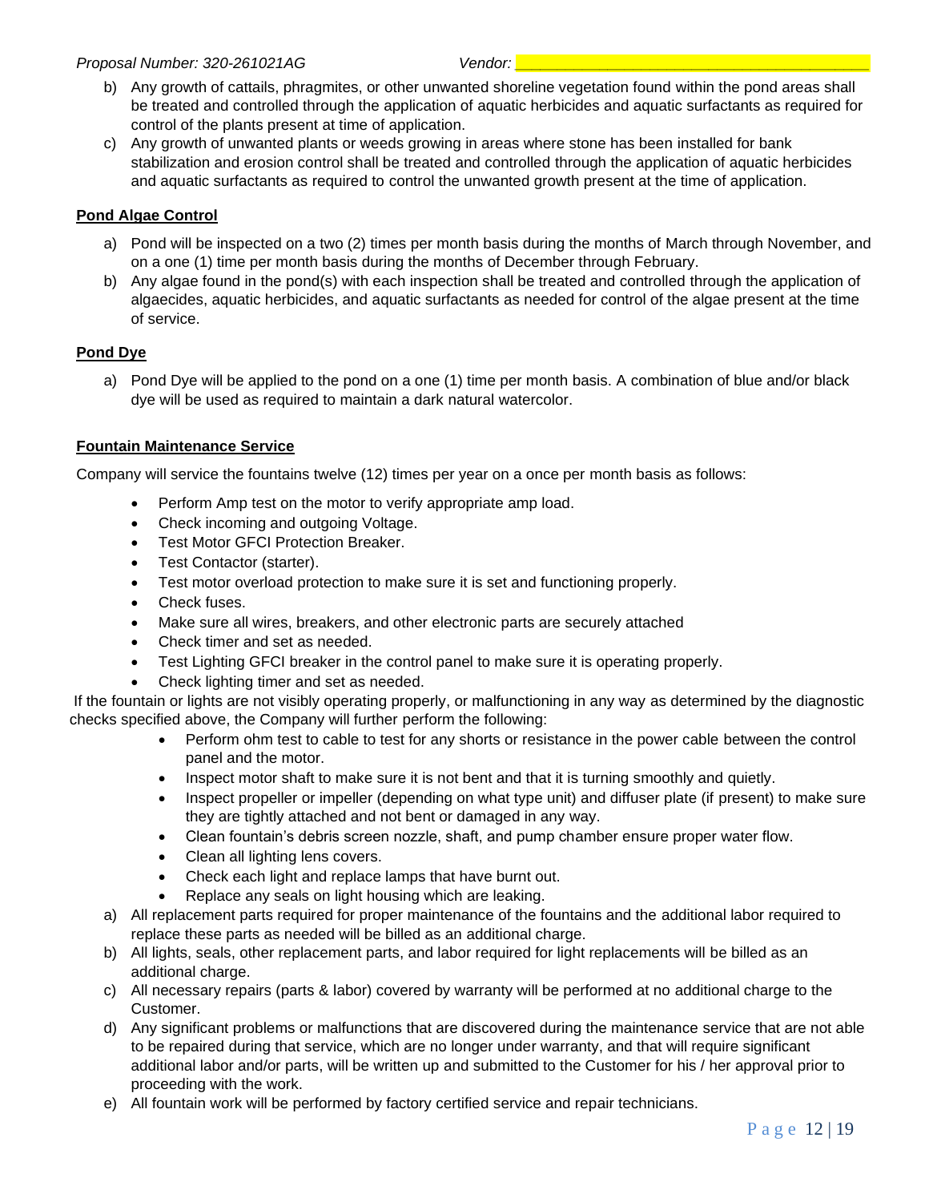b) Any growth of cattails, phragmites, or other unwanted shoreline vegetation found within the pond areas shall be treated and controlled through the application of aquatic herbicides and aquatic surfactants as required for control of the plants present at time of application.

c) Any growth of unwanted plants or weeds growing in areas where stone has been installed for bank stabilization and erosion control shall be treated and controlled through the application of aquatic herbicides and aquatic surfactants as required to control the unwanted growth present at the time of application.

**Pond Algae Control**

a) Pond will be inspected on a two (2) times per month basis during the months of March through November, and on a one (1) time per month basis during the months of December through February.

b) Any algae found in the pond(s) with each inspection shall be treated and controlled through the application of algaecides, aquatic herbicides, and aquatic surfactants as needed for control of the algae present at the time of service.

**Pond Dye**

a) Pond Dye will be applied to the pond on a one (1) time per month basis. A combination of blue and/or black dye will be used as required to maintain a dark natural watercolor.

**Fountain Maintenance Service**

Company will service the fountains twelve (12) times per year on a once per month basis as follows:

- Perform Amp test on the motor to verify appropriate amp load.
- Check incoming and outgoing Voltage.
- Test Motor GFCI Protection Breaker.
- Test Contactor (starter).
- Test motor overload protection to make sure it is set and functioning properly.
- Check fuses.
- Make sure all wires, breakers, and other electronic parts are securely attached
- Check timer and set as needed.
- Test Lighting GFCI breaker in the control panel to make sure it is operating properly.
- Check lighting timer and set as needed.

If the fountain or lights are not visibly operating properly, or malfunctioning in any way as determined by the diagnostic checks specified above, the Company will further perform the following:

- Perform ohm test to cable to test for any shorts or resistance in the power cable between the control panel and the motor.
- Inspect motor shaft to make sure it is not bent and that it is turning smoothly and quietly.
- Inspect propeller or impeller (depending on what type unit) and diffuser plate (if present) to make sure they are tightly attached and not bent or damaged in any way.
- Clean fountain's debris screen nozzle, shaft, and pump chamber ensure proper water flow.
- Clean all lighting lens covers.
- Check each light and replace lamps that have burnt out.
- Replace any seals on light housing which are leaking.

a) All replacement parts required for proper maintenance of the fountains and the additional labor required to replace these parts as needed will be billed as an additional charge.

b) All lights, seals, other replacement parts, and labor required for light replacements will be billed as an additional charge.

c) All necessary repairs (parts & labor) covered by warranty will be performed at no additional charge to the Customer.

d) Any significant problems or malfunctions that are discovered during the maintenance service that are not able to be repaired during that service, which are no longer under warranty, and that will require significant additional labor and/or parts, will be written up and submitted to the Customer for his / her approval prior to proceeding with the work.

e) All fountain work will be performed by factory certified service and repair technicians.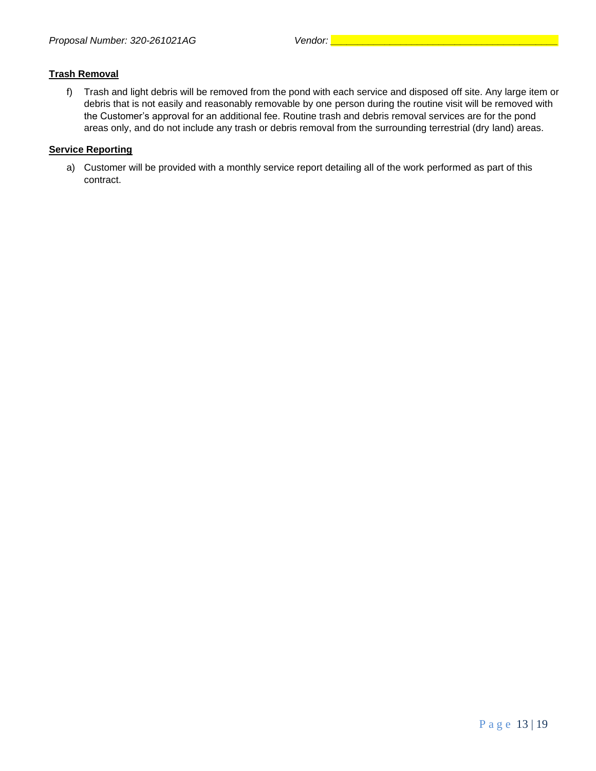**Trash Removal**

f) Trash and light debris will be removed from the pond with each service and disposed off site. Any large item or debris that is not easily and reasonably removable by one person during the routine visit will be removed with the Customer's approval for an additional fee. Routine trash and debris removal services are for the pond areas only, and do not include any trash or debris removal from the surrounding terrestrial (dry land) areas.

**Service Reporting**

a) Customer will be provided with a monthly service report detailing all of the work performed as part of this contract.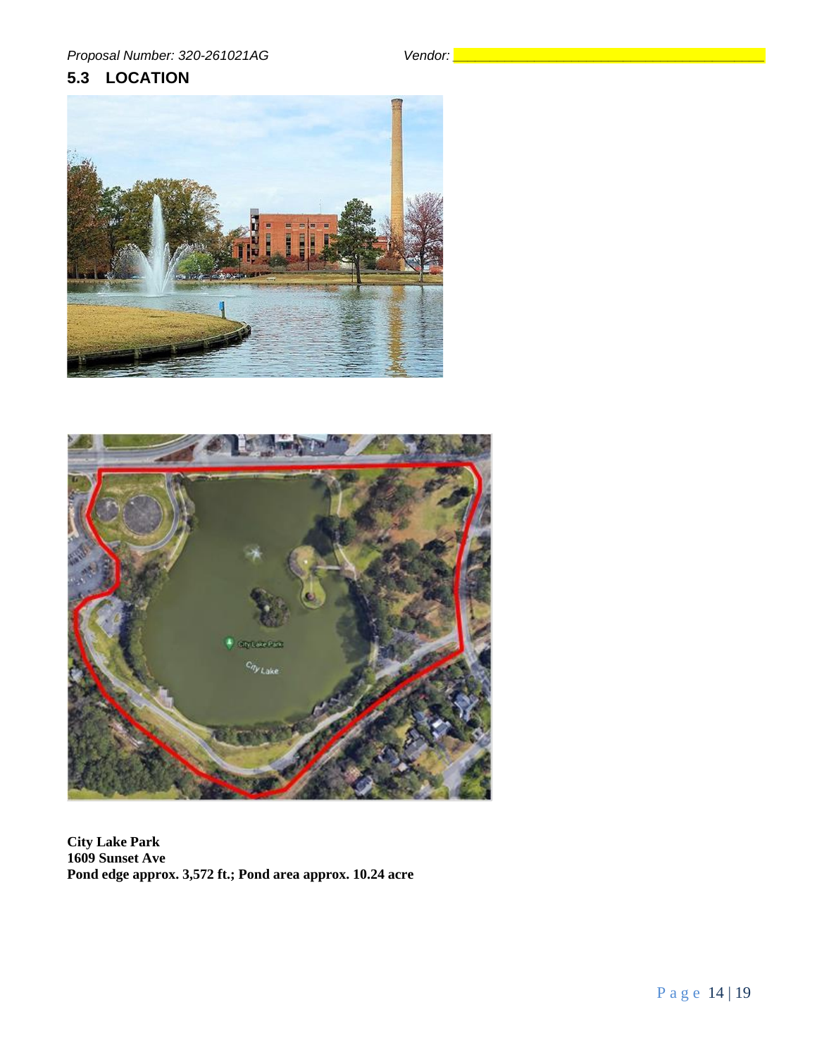## 5.3 LOCATION

**City Lake Park**
**1609 Sunset Ave**
**Pond edge approx. 3,572 ft.; Pond area approx. 10.24 acre**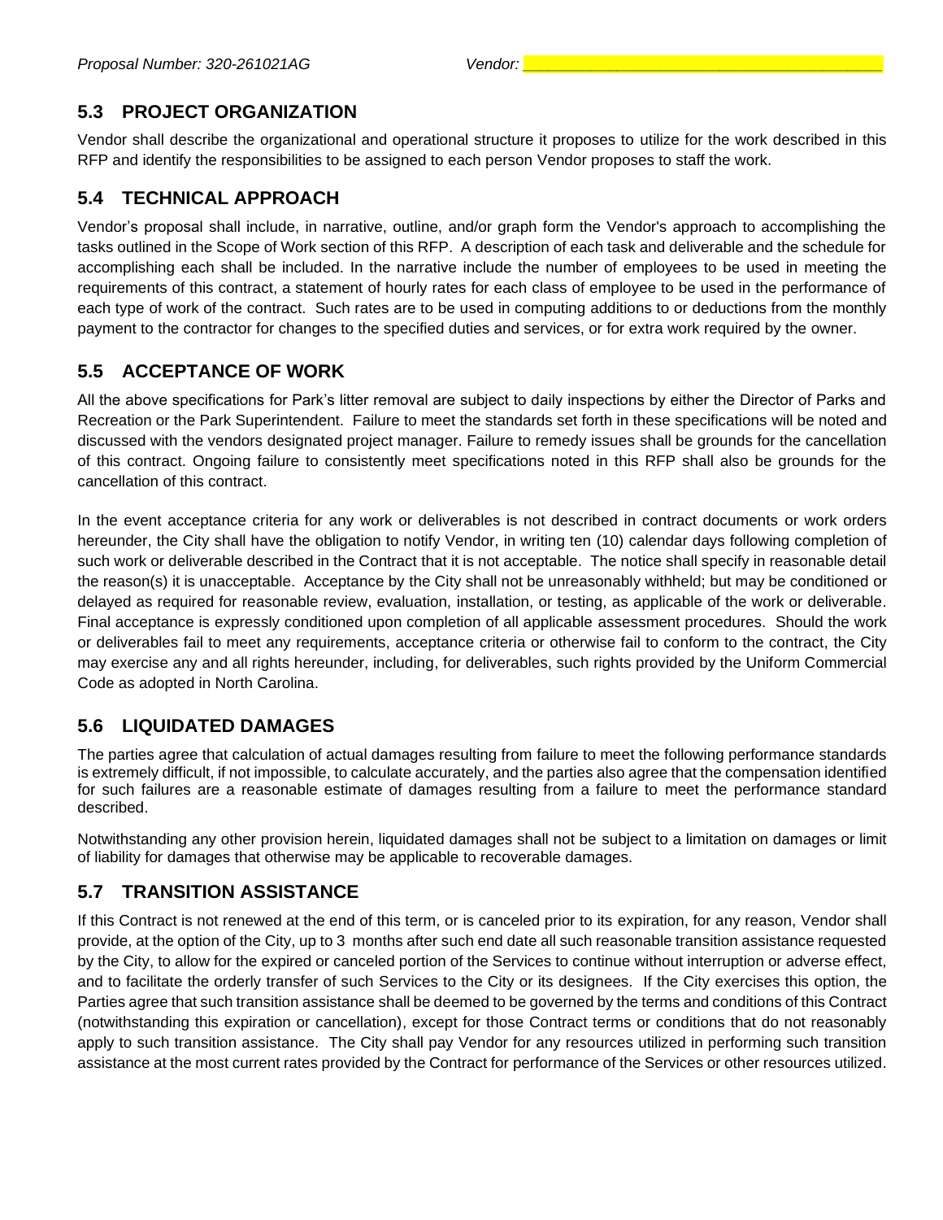## 5.3 PROJECT ORGANIZATION

Vendor shall describe the organizational and operational structure it proposes to utilize for the work described in this RFP and identify the responsibilities to be assigned to each person Vendor proposes to staff the work.

## 5.4 TECHNICAL APPROACH

Vendor's proposal shall include, in narrative, outline, and/or graph form the Vendor's approach to accomplishing the tasks outlined in the Scope of Work section of this RFP. A description of each task and deliverable and the schedule for accomplishing each shall be included. In the narrative include the number of employees to be used in meeting the requirements of this contract, a statement of hourly rates for each class of employee to be used in the performance of each type of work of the contract. Such rates are to be used in computing additions to or deductions from the monthly payment to the contractor for changes to the specified duties and services, or for extra work required by the owner.

## 5.5 ACCEPTANCE OF WORK

All the above specifications for Park's litter removal are subject to daily inspections by either the Director of Parks and Recreation or the Park Superintendent. Failure to meet the standards set forth in these specifications will be noted and discussed with the vendors designated project manager. Failure to remedy issues shall be grounds for the cancellation of this contract. Ongoing failure to consistently meet specifications noted in this RFP shall also be grounds for the cancellation of this contract.

In the event acceptance criteria for any work or deliverables is not described in contract documents or work orders hereunder, the City shall have the obligation to notify Vendor, in writing ten (10) calendar days following completion of such work or deliverable described in the Contract that it is not acceptable. The notice shall specify in reasonable detail the reason(s) it is unacceptable. Acceptance by the City shall not be unreasonably withheld; but may be conditioned or delayed as required for reasonable review, evaluation, installation, or testing, as applicable of the work or deliverable. Final acceptance is expressly conditioned upon completion of all applicable assessment procedures. Should the work or deliverables fail to meet any requirements, acceptance criteria or otherwise fail to conform to the contract, the City may exercise any and all rights hereunder, including, for deliverables, such rights provided by the Uniform Commercial Code as adopted in North Carolina.

## 5.6 LIQUIDATED DAMAGES

The parties agree that calculation of actual damages resulting from failure to meet the following performance standards is extremely difficult, if not impossible, to calculate accurately, and the parties also agree that the compensation identified for such failures are a reasonable estimate of damages resulting from a failure to meet the performance standard described.

Notwithstanding any other provision herein, liquidated damages shall not be subject to a limitation on damages or limit of liability for damages that otherwise may be applicable to recoverable damages.

## 5.7 TRANSITION ASSISTANCE

If this Contract is not renewed at the end of this term, or is canceled prior to its expiration, for any reason, Vendor shall provide, at the option of the City, up to 3 months after such end date all such reasonable transition assistance requested by the City, to allow for the expired or canceled portion of the Services to continue without interruption or adverse effect, and to facilitate the orderly transfer of such Services to the City or its designees. If the City exercises this option, the Parties agree that such transition assistance shall be deemed to be governed by the terms and conditions of this Contract (notwithstanding this expiration or cancellation), except for those Contract terms or conditions that do not reasonably apply to such transition assistance. The City shall pay Vendor for any resources utilized in performing such transition assistance at the most current rates provided by the Contract for performance of the Services or other resources utilized.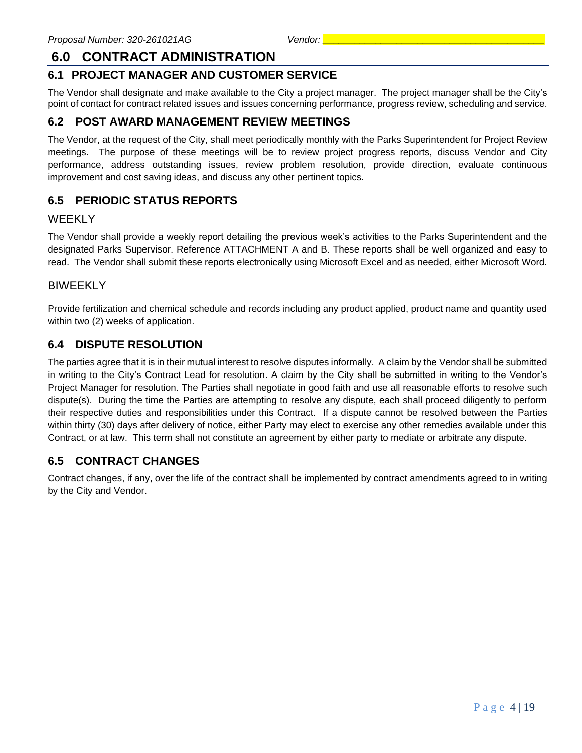# 6.0 CONTRACT ADMINISTRATION

## 6.1 PROJECT MANAGER AND CUSTOMER SERVICE

The Vendor shall designate and make available to the City a project manager. The project manager shall be the City's point of contact for contract related issues and issues concerning performance, progress review, scheduling and service.

## 6.2 POST AWARD MANAGEMENT REVIEW MEETINGS

The Vendor, at the request of the City, shall meet periodically monthly with the Parks Superintendent for Project Review meetings. The purpose of these meetings will be to review project progress reports, discuss Vendor and City performance, address outstanding issues, review problem resolution, provide direction, evaluate continuous improvement and cost saving ideas, and discuss any other pertinent topics.

## 6.5 PERIODIC STATUS REPORTS

### WEEKLY

The Vendor shall provide a weekly report detailing the previous week's activities to the Parks Superintendent and the designated Parks Supervisor. Reference ATTACHMENT A and B. These reports shall be well organized and easy to read. The Vendor shall submit these reports electronically using Microsoft Excel and as needed, either Microsoft Word.

### BIWEEKLY

Provide fertilization and chemical schedule and records including any product applied, product name and quantity used within two (2) weeks of application.

## 6.4 DISPUTE RESOLUTION

The parties agree that it is in their mutual interest to resolve disputes informally. A claim by the Vendor shall be submitted in writing to the City's Contract Lead for resolution. A claim by the City shall be submitted in writing to the Vendor's Project Manager for resolution. The Parties shall negotiate in good faith and use all reasonable efforts to resolve such dispute(s). During the time the Parties are attempting to resolve any dispute, each shall proceed diligently to perform their respective duties and responsibilities under this Contract. If a dispute cannot be resolved between the Parties within thirty (30) days after delivery of notice, either Party may elect to exercise any other remedies available under this Contract, or at law. This term shall not constitute an agreement by either party to mediate or arbitrate any dispute.

## 6.5 CONTRACT CHANGES

Contract changes, if any, over the life of the contract shall be implemented by contract amendments agreed to in writing by the City and Vendor.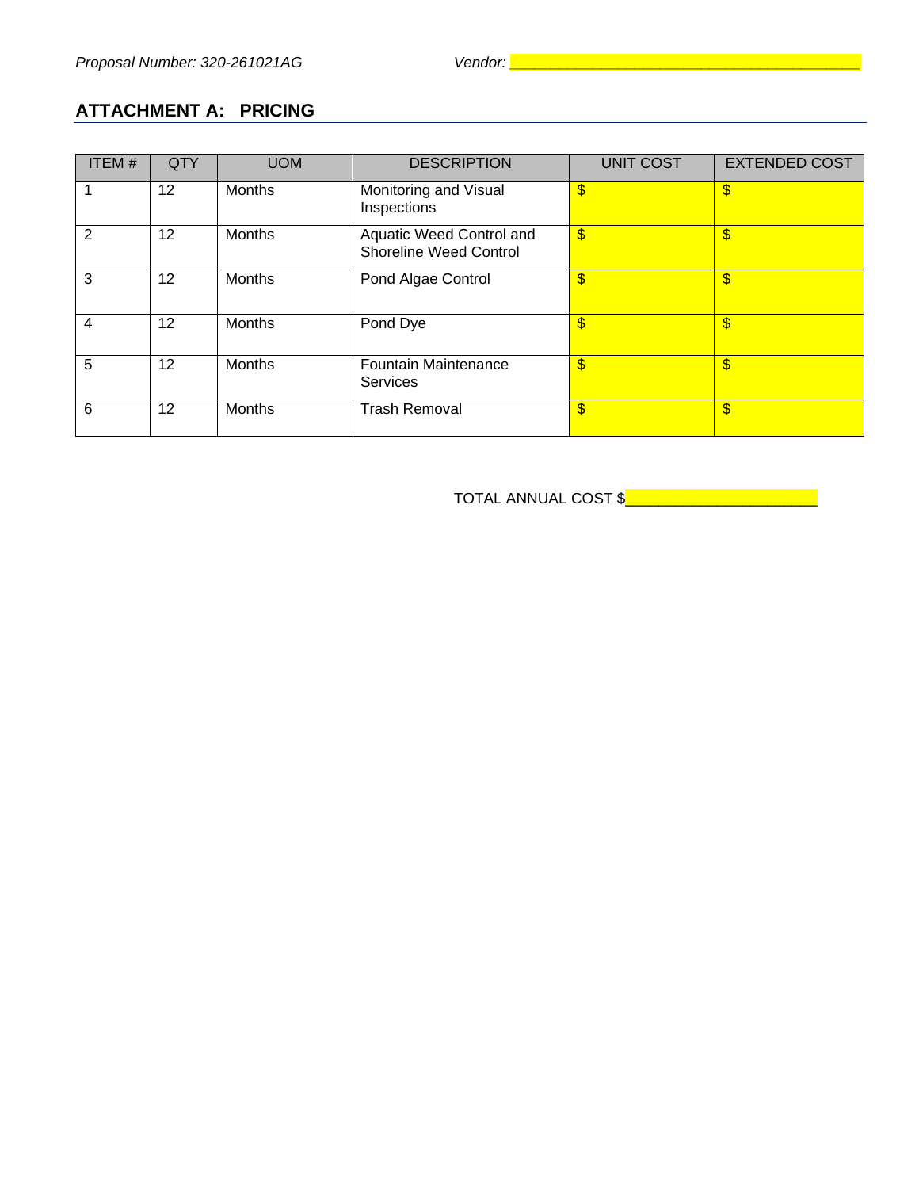*Proposal Number: 320-261021AG* *Vendor: \_\_\_\_\_\_\_\_\_\_\_\_\_\_\_\_\_\_\_\_\_\_\_\_\_\_\_\_\_\_\_\_\_\_\_\_\_\_*

## ATTACHMENT A: PRICING

| ITEM # | QTY | UOM | DESCRIPTION | UNIT COST | EXTENDED COST |
|---|---|---|---|---|---|
| 1 | 12 | Months | Monitoring and Visual Inspections | $ | $ |
| 2 | 12 | Months | Aquatic Weed Control and Shoreline Weed Control | $ | $ |
| 3 | 12 | Months | Pond Algae Control | $ | $ |
| 4 | 12 | Months | Pond Dye | $ | $ |
| 5 | 12 | Months | Fountain Maintenance Services | $ | $ |
| 6 | 12 | Months | Trash Removal | $ | $ |

TOTAL ANNUAL COST $\_\_\_\_\_\_\_\_\_\_\_\_\_\_\_\_\_\_\_\_\_\_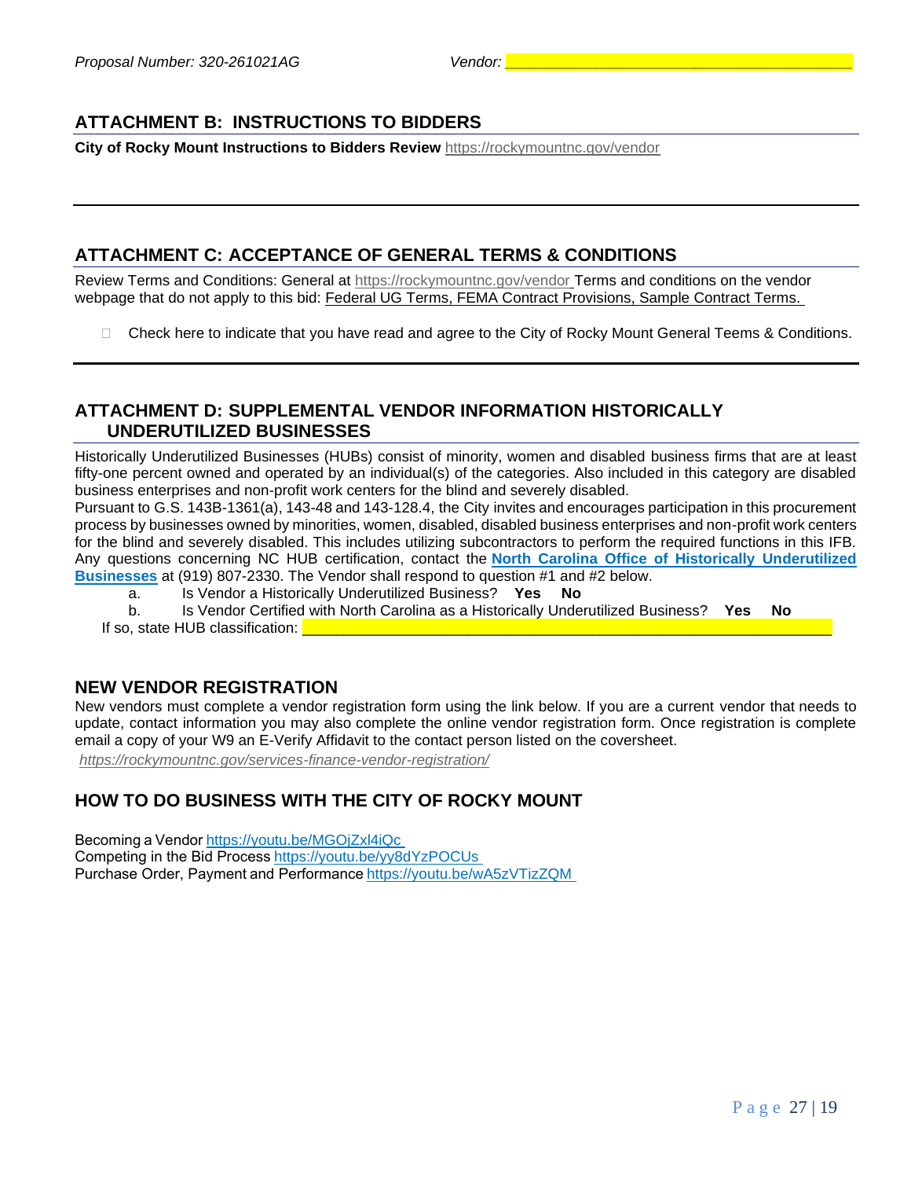## ATTACHMENT B: INSTRUCTIONS TO BIDDERS

**City of Rocky Mount Instructions to Bidders Review** https://rockymountnc.gov/vendor

---

## ATTACHMENT C: ACCEPTANCE OF GENERAL TERMS & CONDITIONS

Review Terms and Conditions: General at https://rockymountnc.gov/vendor Terms and conditions on the vendor webpage that do not apply to this bid: Federal UG Terms, FEMA Contract Provisions, Sample Contract Terms.

☐ Check here to indicate that you have read and agree to the City of Rocky Mount General Teems & Conditions.

---

## ATTACHMENT D: SUPPLEMENTAL VENDOR INFORMATION HISTORICALLY UNDERUTILIZED BUSINESSES

Historically Underutilized Businesses (HUBs) consist of minority, women and disabled business firms that are at least fifty-one percent owned and operated by an individual(s) of the categories. Also included in this category are disabled business enterprises and non-profit work centers for the blind and severely disabled.

Pursuant to G.S. 143B-1361(a), 143-48 and 143-128.4, the City invites and encourages participation in this procurement process by businesses owned by minorities, women, disabled, disabled business enterprises and non-profit work centers for the blind and severely disabled. This includes utilizing subcontractors to perform the required functions in this IFB. Any questions concerning NC HUB certification, contact the **North Carolina Office of Historically Underutilized Businesses** at (919) 807-2330. The Vendor shall respond to question #1 and #2 below.

a. Is Vendor a Historically Underutilized Business? **Yes** **No**

b. Is Vendor Certified with North Carolina as a Historically Underutilized Business? **Yes** **No**

If so, state HUB classification: ____________________________________________

## NEW VENDOR REGISTRATION

New vendors must complete a vendor registration form using the link below. If you are a current vendor that needs to update, contact information you may also complete the online vendor registration form. Once registration is complete email a copy of your W9 an E-Verify Affidavit to the contact person listed on the coversheet.

*https://rockymountnc.gov/services-finance-vendor-registration/*

## HOW TO DO BUSINESS WITH THE CITY OF ROCKY MOUNT

Becoming a Vendor https://youtu.be/MGOjZxl4iQc
Competing in the Bid Process https://youtu.be/yy8dYzPOCUs
Purchase Order, Payment and Performance https://youtu.be/wA5zVTizZQM